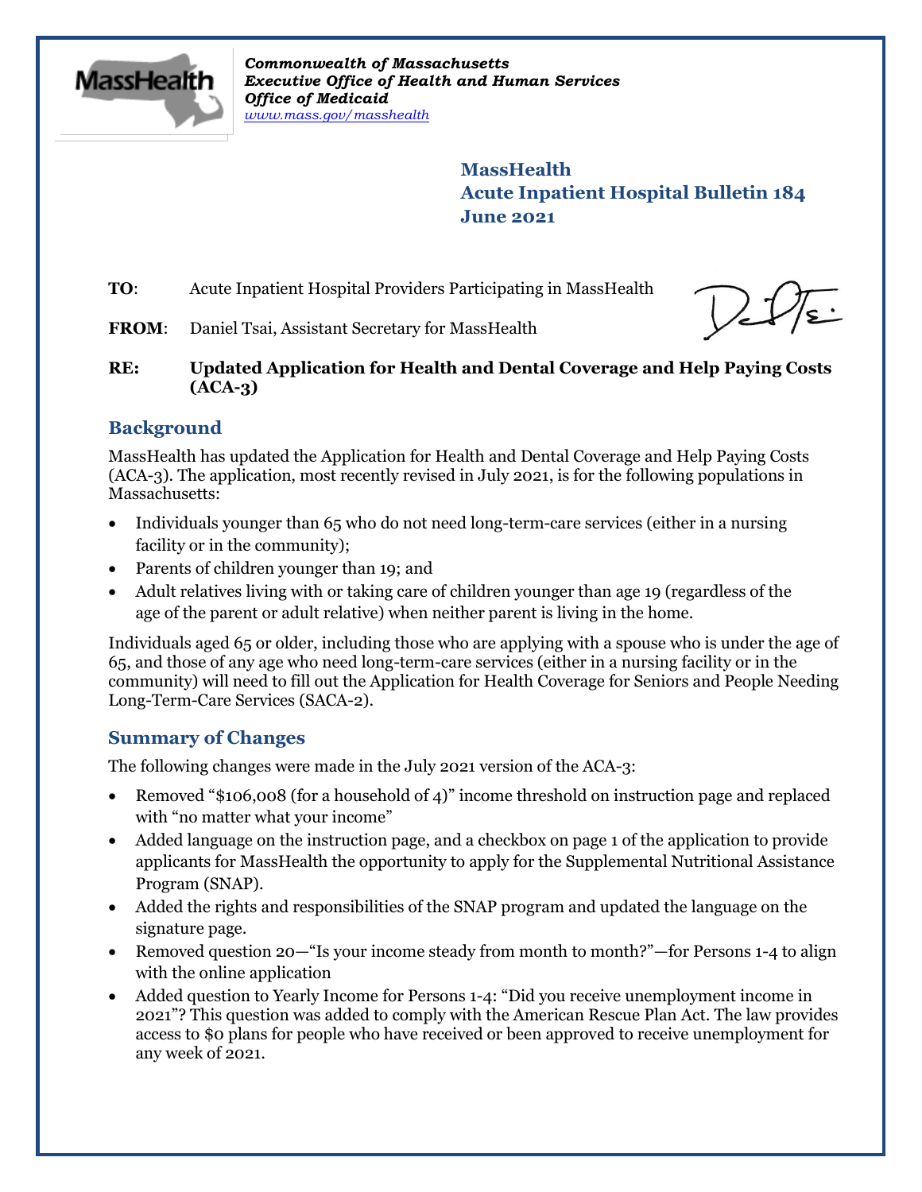Commonwealth of Massachusetts
*Executive Office of Health and Human Services*
*Office of Medicaid*
*www.mass.gov/masshealth*

**MassHealth**
**Acute Inpatient Hospital Bulletin 184**
**June 2021**

**TO**: Acute Inpatient Hospital Providers Participating in MassHealth

**FROM**: Daniel Tsai, Assistant Secretary for MassHealth

**RE: Updated Application for Health and Dental Coverage and Help Paying Costs (ACA-3)**

## Background

MassHealth has updated the Application for Health and Dental Coverage and Help Paying Costs (ACA-3). The application, most recently revised in July 2021, is for the following populations in Massachusetts:

- Individuals younger than 65 who do not need long-term-care services (either in a nursing facility or in the community);
- Parents of children younger than 19; and
- Adult relatives living with or taking care of children younger than age 19 (regardless of the age of the parent or adult relative) when neither parent is living in the home.

Individuals aged 65 or older, including those who are applying with a spouse who is under the age of 65, and those of any age who need long-term-care services (either in a nursing facility or in the community) will need to fill out the Application for Health Coverage for Seniors and People Needing Long-Term-Care Services (SACA-2).

## Summary of Changes

The following changes were made in the July 2021 version of the ACA-3:

- Removed "$106,008 (for a household of 4)" income threshold on instruction page and replaced with "no matter what your income"
- Added language on the instruction page, and a checkbox on page 1 of the application to provide applicants for MassHealth the opportunity to apply for the Supplemental Nutritional Assistance Program (SNAP).
- Added the rights and responsibilities of the SNAP program and updated the language on the signature page.
- Removed question 20—"Is your income steady from month to month?"—for Persons 1-4 to align with the online application
- Added question to Yearly Income for Persons 1-4: "Did you receive unemployment income in 2021"? This question was added to comply with the American Rescue Plan Act. The law provides access to $0 plans for people who have received or been approved to receive unemployment for any week of 2021.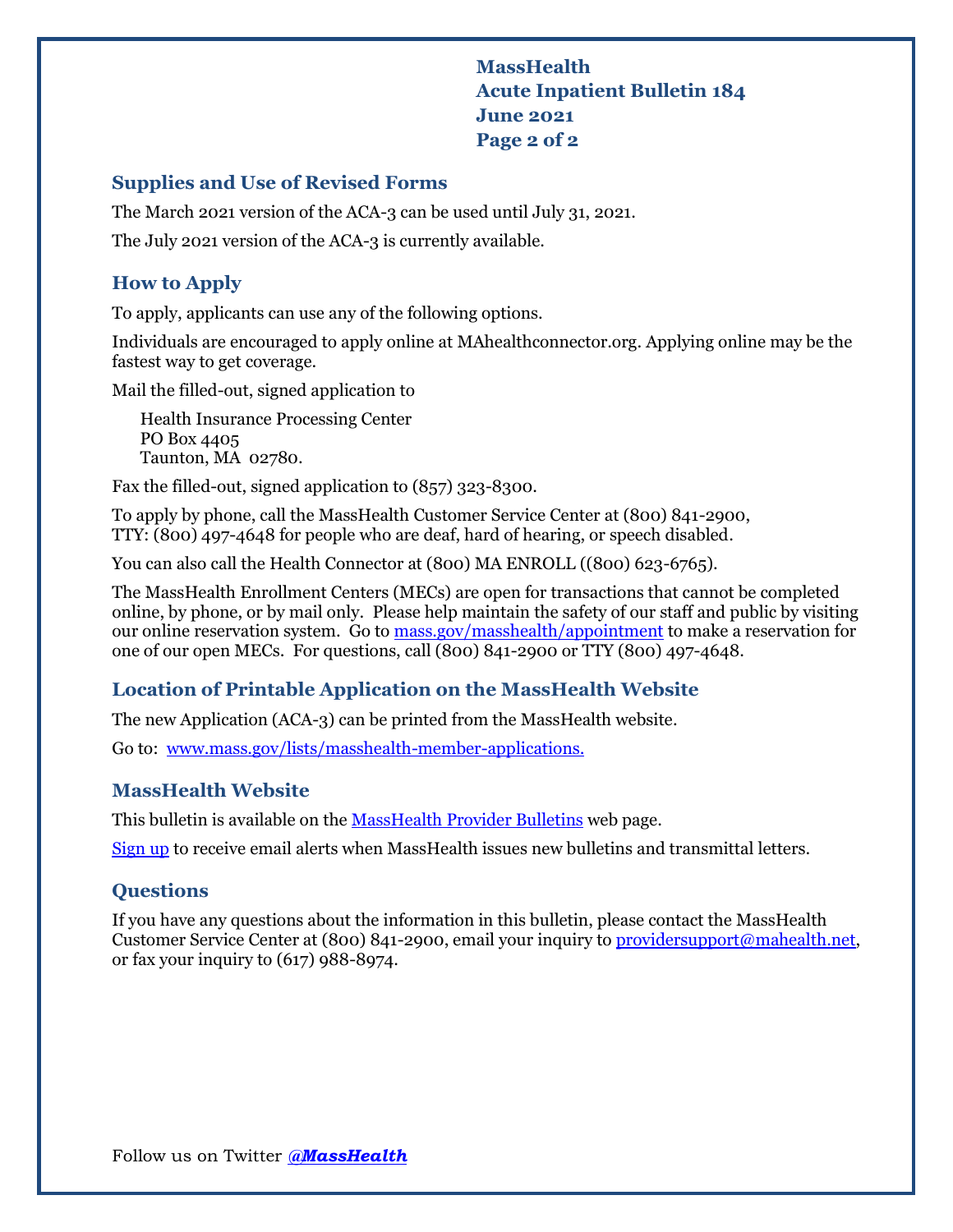## Supplies and Use of Revised Forms

The March 2021 version of the ACA-3 can be used until July 31, 2021.

The July 2021 version of the ACA-3 is currently available.

## How to Apply

To apply, applicants can use any of the following options.

Individuals are encouraged to apply online at MAhealthconnector.org. Applying online may be the fastest way to get coverage.

Mail the filled-out, signed application to

Health Insurance Processing Center
PO Box 4405
Taunton, MA 02780.

Fax the filled-out, signed application to (857) 323-8300.

To apply by phone, call the MassHealth Customer Service Center at (800) 841-2900, TTY: (800) 497-4648 for people who are deaf, hard of hearing, or speech disabled.

You can also call the Health Connector at (800) MA ENROLL ((800) 623-6765).

The MassHealth Enrollment Centers (MECs) are open for transactions that cannot be completed online, by phone, or by mail only. Please help maintain the safety of our staff and public by visiting our online reservation system. Go to [mass.gov/masshealth/appointment](mass.gov/masshealth/appointment) to make a reservation for one of our open MECs. For questions, call (800) 841-2900 or TTY (800) 497-4648.

## Location of Printable Application on the MassHealth Website

The new Application (ACA-3) can be printed from the MassHealth website.

Go to: [www.mass.gov/lists/masshealth-member-applications.](www.mass.gov/lists/masshealth-member-applications)

## MassHealth Website

This bulletin is available on the MassHealth Provider Bulletins web page.

Sign up to receive email alerts when MassHealth issues new bulletins and transmittal letters.

## Questions

If you have any questions about the information in this bulletin, please contact the MassHealth Customer Service Center at (800) 841-2900, email your inquiry to providersupport@mahealth.net, or fax your inquiry to (617) 988-8974.

Follow us on Twitter ***@MassHealth***